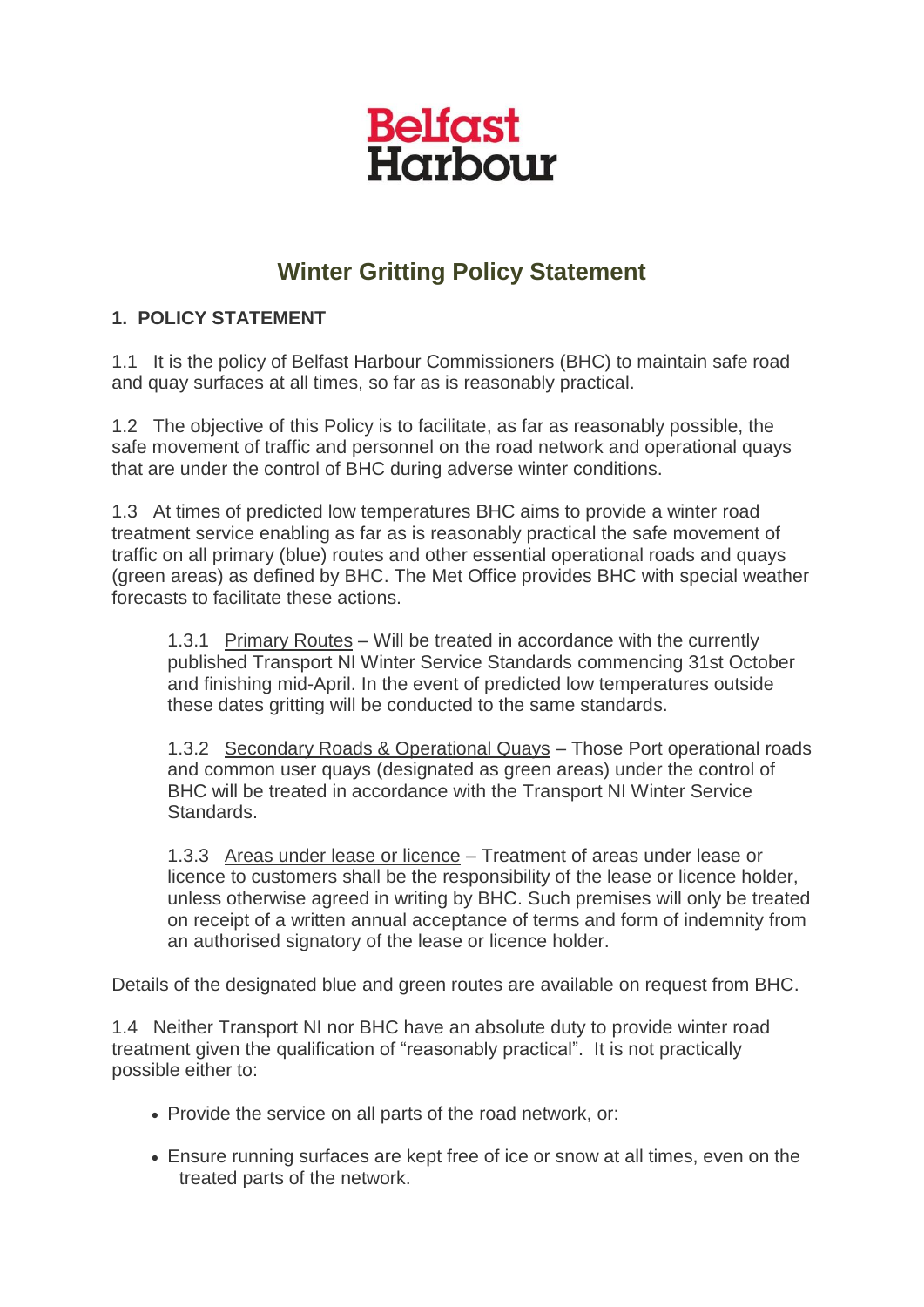Belfast Harbour

# Winter Gritting Policy Statement

## 1. POLICY STATEMENT

1.1 It is the policy of Belfast Harbour Commissioners (BHC) to maintain safe road and quay surfaces at all times, so far as is reasonably practical.

1.2 The objective of this Policy is to facilitate, as far as reasonably possible, the safe movement of traffic and personnel on the road network and operational quays that are under the control of BHC during adverse winter conditions.

1.3 At times of predicted low temperatures BHC aims to provide a winter road treatment service enabling as far as is reasonably practical the safe movement of traffic on all primary (blue) routes and other essential operational roads and quays (green areas) as defined by BHC. The Met Office provides BHC with special weather forecasts to facilitate these actions.

> 1.3.1 <u>Primary Routes</u> – Will be treated in accordance with the currently published Transport NI Winter Service Standards commencing 31st October and finishing mid-April. In the event of predicted low temperatures outside these dates gritting will be conducted to the same standards.
>
> 1.3.2 <u>Secondary Roads & Operational Quays</u> – Those Port operational roads and common user quays (designated as green areas) under the control of BHC will be treated in accordance with the Transport NI Winter Service Standards.
>
> 1.3.3 <u>Areas under lease or licence</u> – Treatment of areas under lease or licence to customers shall be the responsibility of the lease or licence holder, unless otherwise agreed in writing by BHC. Such premises will only be treated on receipt of a written annual acceptance of terms and form of indemnity from an authorised signatory of the lease or licence holder.

Details of the designated blue and green routes are available on request from BHC.

1.4 Neither Transport NI nor BHC have an absolute duty to provide winter road treatment given the qualification of "reasonably practical". It is not practically possible either to:

- Provide the service on all parts of the road network, or:
- Ensure running surfaces are kept free of ice or snow at all times, even on the treated parts of the network.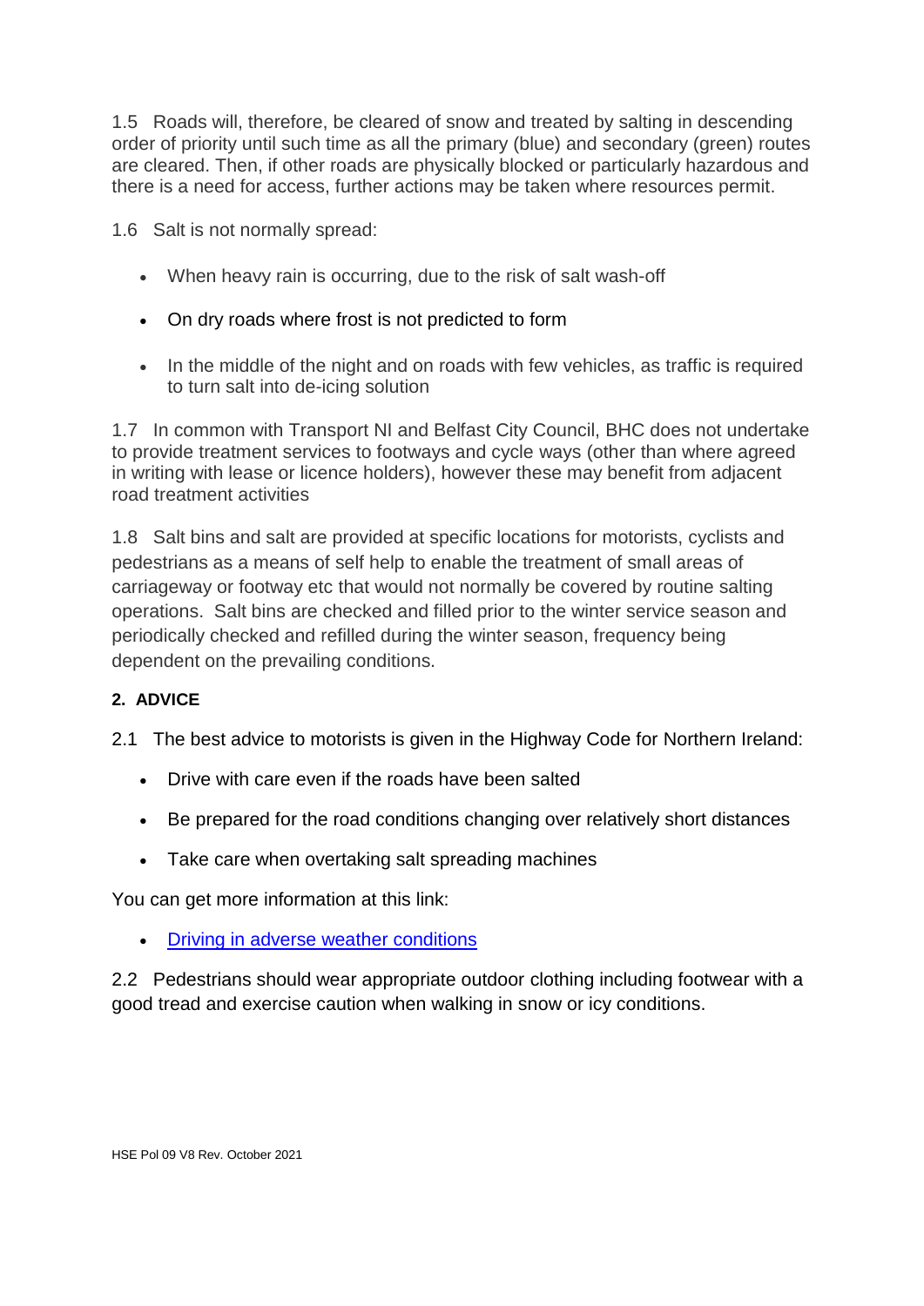1.5 Roads will, therefore, be cleared of snow and treated by salting in descending order of priority until such time as all the primary (blue) and secondary (green) routes are cleared. Then, if other roads are physically blocked or particularly hazardous and there is a need for access, further actions may be taken where resources permit.

1.6 Salt is not normally spread:

- When heavy rain is occurring, due to the risk of salt wash-off
- On dry roads where frost is not predicted to form
- In the middle of the night and on roads with few vehicles, as traffic is required to turn salt into de-icing solution

1.7 In common with Transport NI and Belfast City Council, BHC does not undertake to provide treatment services to footways and cycle ways (other than where agreed in writing with lease or licence holders), however these may benefit from adjacent road treatment activities

1.8 Salt bins and salt are provided at specific locations for motorists, cyclists and pedestrians as a means of self help to enable the treatment of small areas of carriageway or footway etc that would not normally be covered by routine salting operations. Salt bins are checked and filled prior to the winter service season and periodically checked and refilled during the winter season, frequency being dependent on the prevailing conditions.

## 2. ADVICE

2.1 The best advice to motorists is given in the Highway Code for Northern Ireland:

- Drive with care even if the roads have been salted
- Be prepared for the road conditions changing over relatively short distances
- Take care when overtaking salt spreading machines

You can get more information at this link:

- Driving in adverse weather conditions

2.2 Pedestrians should wear appropriate outdoor clothing including footwear with a good tread and exercise caution when walking in snow or icy conditions.